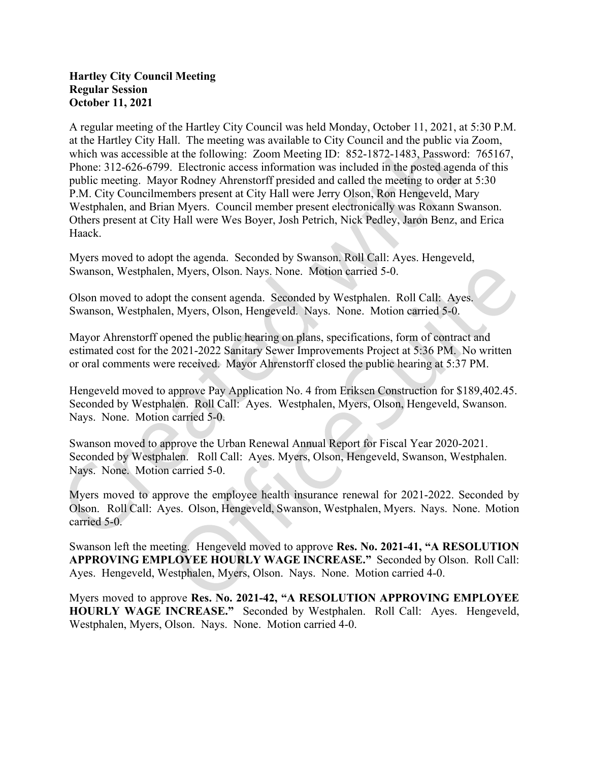**Hartley City Council Meeting**
**Regular Session**
**October 11, 2021**

A regular meeting of the Hartley City Council was held Monday, October 11, 2021, at 5:30 P.M. at the Hartley City Hall. The meeting was available to City Council and the public via Zoom, which was accessible at the following: Zoom Meeting ID: 852-1872-1483, Password: 765167, Phone: 312-626-6799. Electronic access information was included in the posted agenda of this public meeting. Mayor Rodney Ahrenstorff presided and called the meeting to order at 5:30 P.M. City Councilmembers present at City Hall were Jerry Olson, Ron Hengeveld, Mary Westphalen, and Brian Myers. Council member present electronically was Roxann Swanson. Others present at City Hall were Wes Boyer, Josh Petrich, Nick Pedley, Jaron Benz, and Erica Haack.

Myers moved to adopt the agenda. Seconded by Swanson. Roll Call: Ayes. Hengeveld, Swanson, Westphalen, Myers, Olson. Nays. None. Motion carried 5-0.

Olson moved to adopt the consent agenda. Seconded by Westphalen. Roll Call: Ayes. Swanson, Westphalen, Myers, Olson, Hengeveld. Nays. None. Motion carried 5-0.

Mayor Ahrenstorff opened the public hearing on plans, specifications, form of contract and estimated cost for the 2021-2022 Sanitary Sewer Improvements Project at 5:36 PM. No written or oral comments were received. Mayor Ahrenstorff closed the public hearing at 5:37 PM.

Hengeveld moved to approve Pay Application No. 4 from Eriksen Construction for $189,402.45. Seconded by Westphalen. Roll Call: Ayes. Westphalen, Myers, Olson, Hengeveld, Swanson. Nays. None. Motion carried 5-0.

Swanson moved to approve the Urban Renewal Annual Report for Fiscal Year 2020-2021. Seconded by Westphalen. Roll Call: Ayes. Myers, Olson, Hengeveld, Swanson, Westphalen. Nays. None. Motion carried 5-0.

Myers moved to approve the employee health insurance renewal for 2021-2022. Seconded by Olson. Roll Call: Ayes. Olson, Hengeveld, Swanson, Westphalen, Myers. Nays. None. Motion carried 5-0.

Swanson left the meeting. Hengeveld moved to approve **Res. No. 2021-41, "A RESOLUTION APPROVING EMPLOYEE HOURLY WAGE INCREASE."** Seconded by Olson. Roll Call: Ayes. Hengeveld, Westphalen, Myers, Olson. Nays. None. Motion carried 4-0.

Myers moved to approve **Res. No. 2021-42, "A RESOLUTION APPROVING EMPLOYEE HOURLY WAGE INCREASE."** Seconded by Westphalen. Roll Call: Ayes. Hengeveld, Westphalen, Myers, Olson. Nays. None. Motion carried 4-0.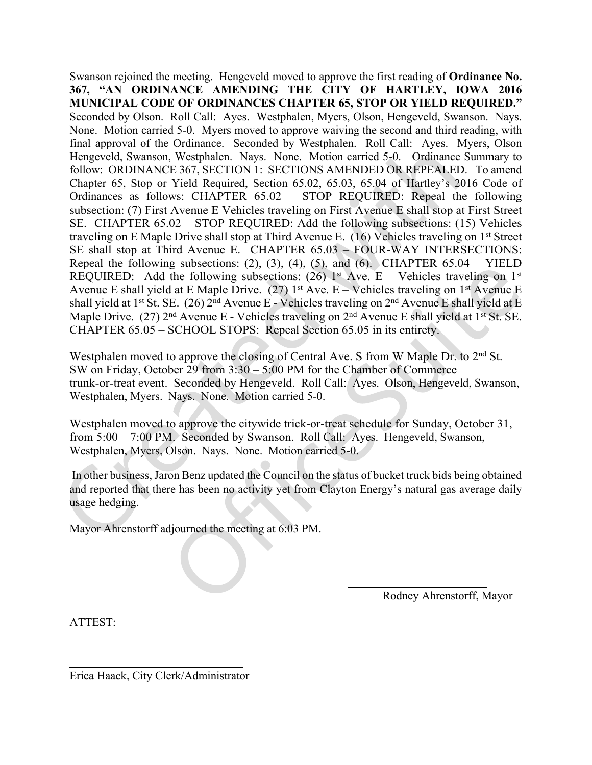Swanson rejoined the meeting. Hengeveld moved to approve the first reading of **Ordinance No. 367, "AN ORDINANCE AMENDING THE CITY OF HARTLEY, IOWA 2016 MUNICIPAL CODE OF ORDINANCES CHAPTER 65, STOP OR YIELD REQUIRED."** Seconded by Olson. Roll Call: Ayes. Westphalen, Myers, Olson, Hengeveld, Swanson. Nays. None. Motion carried 5-0. Myers moved to approve waiving the second and third reading, with final approval of the Ordinance. Seconded by Westphalen. Roll Call: Ayes. Myers, Olson Hengeveld, Swanson, Westphalen. Nays. None. Motion carried 5-0. Ordinance Summary to follow: ORDINANCE 367, SECTION 1: SECTIONS AMENDED OR REPEALED. To amend Chapter 65, Stop or Yield Required, Section 65.02, 65.03, 65.04 of Hartley's 2016 Code of Ordinances as follows: CHAPTER 65.02 – STOP REQUIRED: Repeal the following subsection: (7) First Avenue E Vehicles traveling on First Avenue E shall stop at First Street SE. CHAPTER 65.02 – STOP REQUIRED: Add the following subsections: (15) Vehicles traveling on E Maple Drive shall stop at Third Avenue E. (16) Vehicles traveling on 1st Street SE shall stop at Third Avenue E. CHAPTER 65.03 – FOUR-WAY INTERSECTIONS: Repeal the following subsections: (2), (3), (4), (5), and (6). CHAPTER 65.04 – YIELD REQUIRED: Add the following subsections: (26) 1st Ave. E – Vehicles traveling on 1st Avenue E shall yield at E Maple Drive. (27) 1st Ave. E – Vehicles traveling on 1st Avenue E shall yield at 1st St. SE. (26) 2nd Avenue E - Vehicles traveling on 2nd Avenue E shall yield at E Maple Drive. (27) 2nd Avenue E - Vehicles traveling on 2nd Avenue E shall yield at 1st St. SE. CHAPTER 65.05 – SCHOOL STOPS: Repeal Section 65.05 in its entirety.

Westphalen moved to approve the closing of Central Ave. S from W Maple Dr. to 2nd St. SW on Friday, October 29 from 3:30 – 5:00 PM for the Chamber of Commerce trunk-or-treat event. Seconded by Hengeveld. Roll Call: Ayes. Olson, Hengeveld, Swanson, Westphalen, Myers. Nays. None. Motion carried 5-0.

Westphalen moved to approve the citywide trick-or-treat schedule for Sunday, October 31, from 5:00 – 7:00 PM. Seconded by Swanson. Roll Call: Ayes. Hengeveld, Swanson, Westphalen, Myers, Olson. Nays. None. Motion carried 5-0.

In other business, Jaron Benz updated the Council on the status of bucket truck bids being obtained and reported that there has been no activity yet from Clayton Energy's natural gas average daily usage hedging.

Mayor Ahrenstorff adjourned the meeting at 6:03 PM.

\_\_\_\_\_\_\_\_\_\_\_\_\_\_\_\_\_\_\_\_\_\_\_\_\_\_

Rodney Ahrenstorff, Mayor

ATTEST:

\_\_\_\_\_\_\_\_\_\_\_\_\_\_\_\_\_\_\_\_\_\_\_\_\_\_\_\_\_\_\_\_

Erica Haack, City Clerk/Administrator